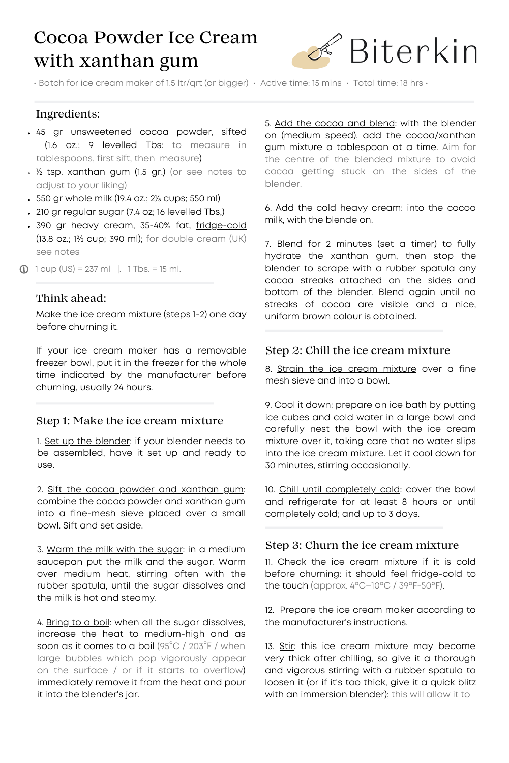# Cocoa Powder Ice Cream with xanthan gum

Biterkin

• Batch for ice cream maker of 1.5 ltr/qrt (or bigger) • Active time: 15 mins • Total time: 18 hrs •

## Ingredients:

- 45 gr unsweetened cocoa powder, sifted (1.6 oz.; 9 levelled Tbs: to measure in tablespoons, first sift, then measure)
- ½ tsp. xanthan gum (1.5 gr.) (or see notes to adjust to your liking)
- 550 gr whole milk (19.4 oz.; 2⅓ cups; 550 ml)
- 210 gr regular sugar (7.4 oz; 16 levelled Tbs,)
- 390 gr heavy cream, 35-40% fat, fridge-cold (13.8 oz.; 1⅔ cup; 390 ml); for double cream (UK) see notes

ⓘ 1 cup (US) = 237 ml | 1 Tbs. = 15 ml.

## Think ahead:

Make the ice cream mixture (steps 1-2) one day before churning it.

If your ice cream maker has a removable freezer bowl, put it in the freezer for the whole time indicated by the manufacturer before churning, usually 24 hours.

## Step 1: Make the ice cream mixture

1. Set up the blender: if your blender needs to be assembled, have it set up and ready to use.

2. Sift the cocoa powder and xanthan gum: combine the cocoa powder and xanthan gum into a fine-mesh sieve placed over a small bowl. Sift and set aside.

3. Warm the milk with the sugar: in a medium saucepan put the milk and the sugar. Warm over medium heat, stirring often with the rubber spatula, until the sugar dissolves and the milk is hot and steamy.

4. Bring to a boil: when all the sugar dissolves, increase the heat to medium-high and as soon as it comes to a boil (95°C / 203°F / when large bubbles which pop vigorously appear on the surface / or if it starts to overflow) immediately remove it from the heat and pour it into the blender's jar.

5. Add the cocoa and blend: with the blender on (medium speed), add the cocoa/xanthan gum mixture a tablespoon at a time. Aim for the centre of the blended mixture to avoid cocoa getting stuck on the sides of the blender.

6. Add the cold heavy cream: into the cocoa milk, with the blende on.

7. Blend for 2 minutes (set a timer) to fully hydrate the xanthan gum, then stop the blender to scrape with a rubber spatula any cocoa streaks attached on the sides and bottom of the blender. Blend again until no streaks of cocoa are visible and a nice, uniform brown colour is obtained.

## Step 2: Chill the ice cream mixture

8. Strain the ice cream mixture over a fine mesh sieve and into a bowl.

9. Cool it down: prepare an ice bath by putting ice cubes and cold water in a large bowl and carefully nest the bowl with the ice cream mixture over it, taking care that no water slips into the ice cream mixture. Let it cool down for 30 minutes, stirring occasionally.

10. Chill until completely cold: cover the bowl and refrigerate for at least 8 hours or until completely cold; and up to 3 days.

## Step 3: Churn the ice cream mixture

11. Check the ice cream mixture if it is cold before churning: it should feel fridge-cold to the touch (approx. 4°C–10°C / 39°F-50°F).

12. Prepare the ice cream maker according to the manufacturer's instructions.

13. Stir: this ice cream mixture may become very thick after chilling, so give it a thorough and vigorous stirring with a rubber spatula to loosen it (or if it's too thick, give it a quick blitz with an immersion blender); this will allow it to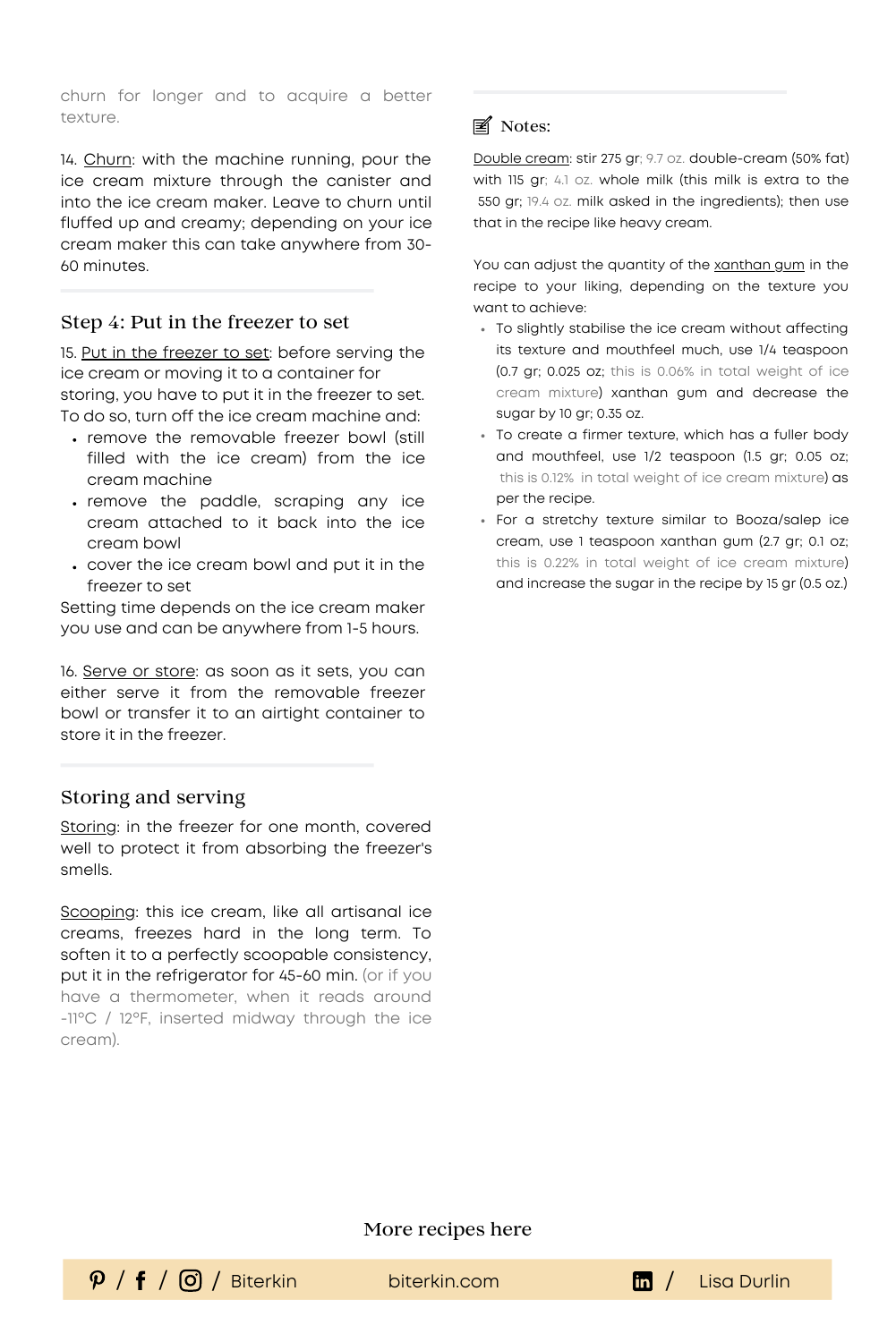churn for longer and to acquire a better texture.

14. Churn: with the machine running, pour the ice cream mixture through the canister and into the ice cream maker. Leave to churn until fluffed up and creamy; depending on your ice cream maker this can take anywhere from 30-60 minutes.

## Step 4: Put in the freezer to set

15. Put in the freezer to set: before serving the ice cream or moving it to a container for storing, you have to put it in the freezer to set. To do so, turn off the ice cream machine and:

- remove the removable freezer bowl (still filled with the ice cream) from the ice cream machine
- remove the paddle, scraping any ice cream attached to it back into the ice cream bowl
- cover the ice cream bowl and put it in the freezer to set

Setting time depends on the ice cream maker you use and can be anywhere from 1-5 hours.

16. Serve or store: as soon as it sets, you can either serve it from the removable freezer bowl or transfer it to an airtight container to store it in the freezer.

## Storing and serving

Storing: in the freezer for one month, covered well to protect it from absorbing the freezer's smells.

Scooping: this ice cream, like all artisanal ice creams, freezes hard in the long term. To soften it to a perfectly scoopable consistency, put it in the refrigerator for 45-60 min. (or if you have a thermometer, when it reads around -11°C / 12°F, inserted midway through the ice cream).

## Notes:

Double cream: stir 275 gr; 9.7 oz. double-cream (50% fat) with 115 gr; 4.1 oz. whole milk (this milk is extra to the 550 gr; 19.4 oz. milk asked in the ingredients); then use that in the recipe like heavy cream.

You can adjust the quantity of the xanthan gum in the recipe to your liking, depending on the texture you want to achieve:

- To slightly stabilise the ice cream without affecting its texture and mouthfeel much, use 1/4 teaspoon (0.7 gr; 0.025 oz; this is 0.06% in total weight of ice cream mixture) xanthan gum and decrease the sugar by 10 gr; 0.35 oz.
- To create a firmer texture, which has a fuller body and mouthfeel, use 1/2 teaspoon (1.5 gr; 0.05 oz; this is 0.12% in total weight of ice cream mixture) as per the recipe.
- For a stretchy texture similar to Booza/salep ice cream, use 1 teaspoon xanthan gum (2.7 gr; 0.1 oz; this is 0.22% in total weight of ice cream mixture) and increase the sugar in the recipe by 15 gr (0.5 oz.)

More recipes here

/ / / Biterkin biterkin.com / Lisa Durlin